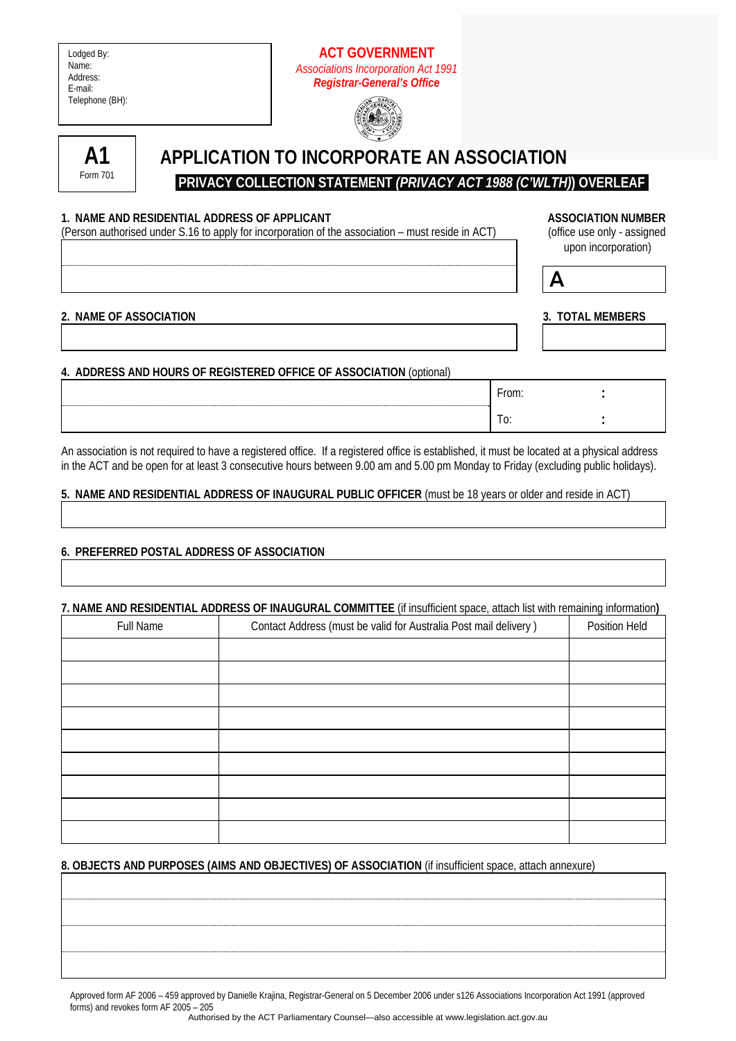Lodged By:
Name:
Address:
E-mail:
Telephone (BH):

**ACT GOVERNMENT**
*Associations Incorporation Act 1991*
***Registrar-General's Office***

**A1**
Form 701

# APPLICATION TO INCORPORATE AN ASSOCIATION

**PRIVACY COLLECTION STATEMENT *(PRIVACY ACT 1988 (C'WLTH))* OVERLEAF**

**1. NAME AND RESIDENTIAL ADDRESS OF APPLICANT**
(Person authorised under S.16 to apply for incorporation of the association – must reside in ACT)

**ASSOCIATION NUMBER**
(office use only - assigned upon incorporation)

**A**

**2. NAME OF ASSOCIATION**

**3. TOTAL MEMBERS**

**4. ADDRESS AND HOURS OF REGISTERED OFFICE OF ASSOCIATION** (optional)

| | |
|---|---|
| | From: : |
| | To: : |

An association is not required to have a registered office. If a registered office is established, it must be located at a physical address in the ACT and be open for at least 3 consecutive hours between 9.00 am and 5.00 pm Monday to Friday (excluding public holidays).

**5. NAME AND RESIDENTIAL ADDRESS OF INAUGURAL PUBLIC OFFICER** (must be 18 years or older and reside in ACT)

**6. PREFERRED POSTAL ADDRESS OF ASSOCIATION**

**7. NAME AND RESIDENTIAL ADDRESS OF INAUGURAL COMMITTEE** (if insufficient space, attach list with remaining information**)**

| Full Name | Contact Address (must be valid for Australia Post mail delivery ) | Position Held |
|---|---|---|
| | | |
| | | |
| | | |
| | | |
| | | |
| | | |
| | | |
| | | |
| | | |

**8. OBJECTS AND PURPOSES (AIMS AND OBJECTIVES) OF ASSOCIATION** (if insufficient space, attach annexure)

Approved form AF 2006 – 459 approved by Danielle Krajina, Registrar-General on 5 December 2006 under s126 Associations Incorporation Act 1991 (approved forms) and revokes form AF 2005 – 205

Authorised by the ACT Parliamentary Counsel—also accessible at www.legislation.act.gov.au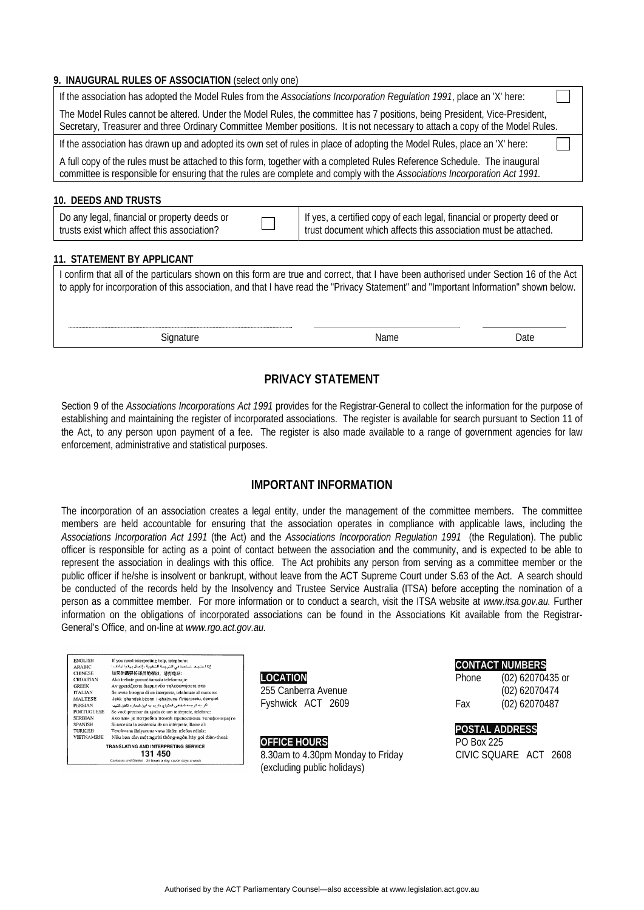**9. INAUGURAL RULES OF ASSOCIATION** (select only one)

If the association has adopted the Model Rules from the *Associations Incorporation Regulation 1991*, place an 'X' here: ☐

The Model Rules cannot be altered. Under the Model Rules, the committee has 7 positions, being President, Vice-President, Secretary, Treasurer and three Ordinary Committee Member positions. It is not necessary to attach a copy of the Model Rules.

If the association has drawn up and adopted its own set of rules in place of adopting the Model Rules, place an 'X' here: ☐

A full copy of the rules must be attached to this form, together with a completed Rules Reference Schedule. The inaugural committee is responsible for ensuring that the rules are complete and comply with the *Associations Incorporation Act 1991.*

**10. DEEDS AND TRUSTS**

| | | |
|---|---|---|
| Do any legal, financial or property deeds or trusts exist which affect this association? | ☐ | If yes, a certified copy of each legal, financial or property deed or trust document which affects this association must be attached. |

**11. STATEMENT BY APPLICANT**

I confirm that all of the particulars shown on this form are true and correct, that I have been authorised under Section 16 of the Act to apply for incorporation of this association, and that I have read the "Privacy Statement" and "Important Information" shown below.

| | | |
|---|---|---|
| Signature | Name | Date |

## PRIVACY STATEMENT

Section 9 of the *Associations Incorporations Act 1991* provides for the Registrar-General to collect the information for the purpose of establishing and maintaining the register of incorporated associations. The register is available for search pursuant to Section 11 of the Act, to any person upon payment of a fee. The register is also made available to a range of government agencies for law enforcement, administrative and statistical purposes.

## IMPORTANT INFORMATION

The incorporation of an association creates a legal entity, under the management of the committee members. The committee members are held accountable for ensuring that the association operates in compliance with applicable laws, including the *Associations Incorporation Act 1991* (the Act) and the *Associations Incorporation Regulation 1991* (the Regulation). The public officer is responsible for acting as a point of contact between the association and the community, and is expected to be able to represent the association in dealings with this office. The Act prohibits any person from serving as a committee member or the public officer if he/she is insolvent or bankrupt, without leave from the ACT Supreme Court under S.63 of the Act. A search should be conducted of the records held by the Insolvency and Trustee Service Australia (ITSA) before accepting the nomination of a person as a committee member. For more information or to conduct a search, visit the ITSA website at *www.itsa.gov.au.* Further information on the obligations of incorporated associations can be found in the Associations Kit available from the Registrar-General's Office, and on-line at *www.rgo.act.gov.au.*

| | |
|---|---|
| ENGLISH | If you need interpreting help, telephone: |
| ARABIC | إذا احتجت لمساعدة في الترجمة الشفوية، إتصل برقم الهاتف: |
| CHINESE | 如果你需要传译员的帮助，请打电话： |
| CROATIAN | Ako trebate pomoć tumača telefonirajte: |
| GREEK | Αν χρειάζεστε διερμηνέα τηλεφωνήσετε στο |
| ITALIAN | Se avete bisogno di un interprete, telefonate al numero: |
| MALTESE | Jekk għandek bżonn l-għajnuna t'interpretu, ċempel: |
| PERSIAN | اگر به ترجمه شفاهی احتیاج دارید به این شماره تلفن کنید: |
| PORTUGUESE | Se você precisar da ajuda de um intérprete, telefone: |
| SERBIAN | Ако вам је потребна помоћ преводиоца телефонирајте: |
| SPANISH | Si necesita la asistencia de un intérprete, llame al: |
| TURKISH | Tercümana ihtiyacınız varsa lütfen telefon ediniz: |
| VIETNAMESE | Nếu bạn cần một người thông-ngôn hãy gọi điện-thoại: |

TRANSLATING AND INTERPRETING SERVICE
**131 450**
Canberra and District - 24 hours a day, seven days a week

**LOCATION**
255 Canberra Avenue
Fyshwick ACT 2609

**OFFICE HOURS**
8.30am to 4.30pm Monday to Friday (excluding public holidays)

**CONTACT NUMBERS**

| | |
|---|---|
| Phone | (02) 62070435 or (02) 62070474 |
| Fax | (02) 62070487 |

**POSTAL ADDRESS**
PO Box 225
CIVIC SQUARE ACT 2608